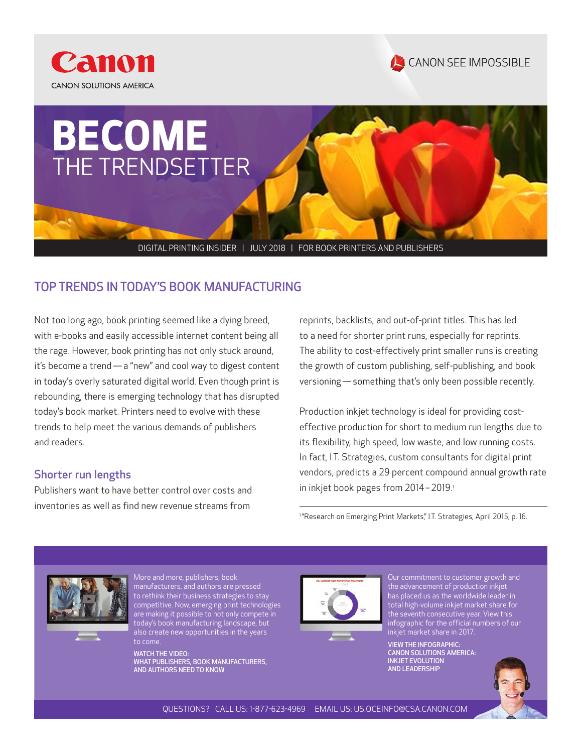Canon

CANON SOLUTIONS AMERICA

CANON SEE IMPOSSIBLE

# BECOME THE TRENDSETTER

DIGITAL PRINTING INSIDER | JULY 2018 | FOR BOOK PRINTERS AND PUBLISHERS

## TOP TRENDS IN TODAY'S BOOK MANUFACTURING

Not too long ago, book printing seemed like a dying breed, with e-books and easily accessible internet content being all the rage. However, book printing has not only stuck around, it's become a trend — a "new" and cool way to digest content in today's overly saturated digital world. Even though print is rebounding, there is emerging technology that has disrupted today's book market. Printers need to evolve with these trends to help meet the various demands of publishers and readers.

### Shorter run lengths

Publishers want to have better control over costs and inventories as well as find new revenue streams from reprints, backlists, and out-of-print titles. This has led to a need for shorter print runs, especially for reprints. The ability to cost-effectively print smaller runs is creating the growth of custom publishing, self-publishing, and book versioning — something that's only been possible recently.

Production inkjet technology is ideal for providing cost-effective production for short to medium run lengths due to its flexibility, high speed, low waste, and low running costs. In fact, I.T. Strategies, custom consultants for digital print vendors, predicts a 29 percent compound annual growth rate in inkjet book pages from 2014 – 2019.[1]

[1] "Research on Emerging Print Markets," I.T. Strategies, April 2015, p. 16.

More and more, publishers, book manufacturers, and authors are pressed to rethink their business strategies to stay competitive. Now, emerging print technologies are making it possible to not only compete in today's book manufacturing landscape, but also create new opportunities in the years to come.

**WATCH THE VIDEO: WHAT PUBLISHERS, BOOK MANUFACTURERS, AND AUTHORS NEED TO KNOW**

Our commitment to customer growth and the advancement of production inkjet has placed us as the worldwide leader in total high-volume inkjet market share for the seventh consecutive year. View this infographic for the official numbers of our inkjet market share in 2017.

**VIEW THE INFOGRAPHIC: CANON SOLUTIONS AMERICA: INKJET EVOLUTION AND LEADERSHIP**

QUESTIONS? CALL US: 1-877-623-4969 EMAIL US: US.OCEINFO@CSA.CANON.COM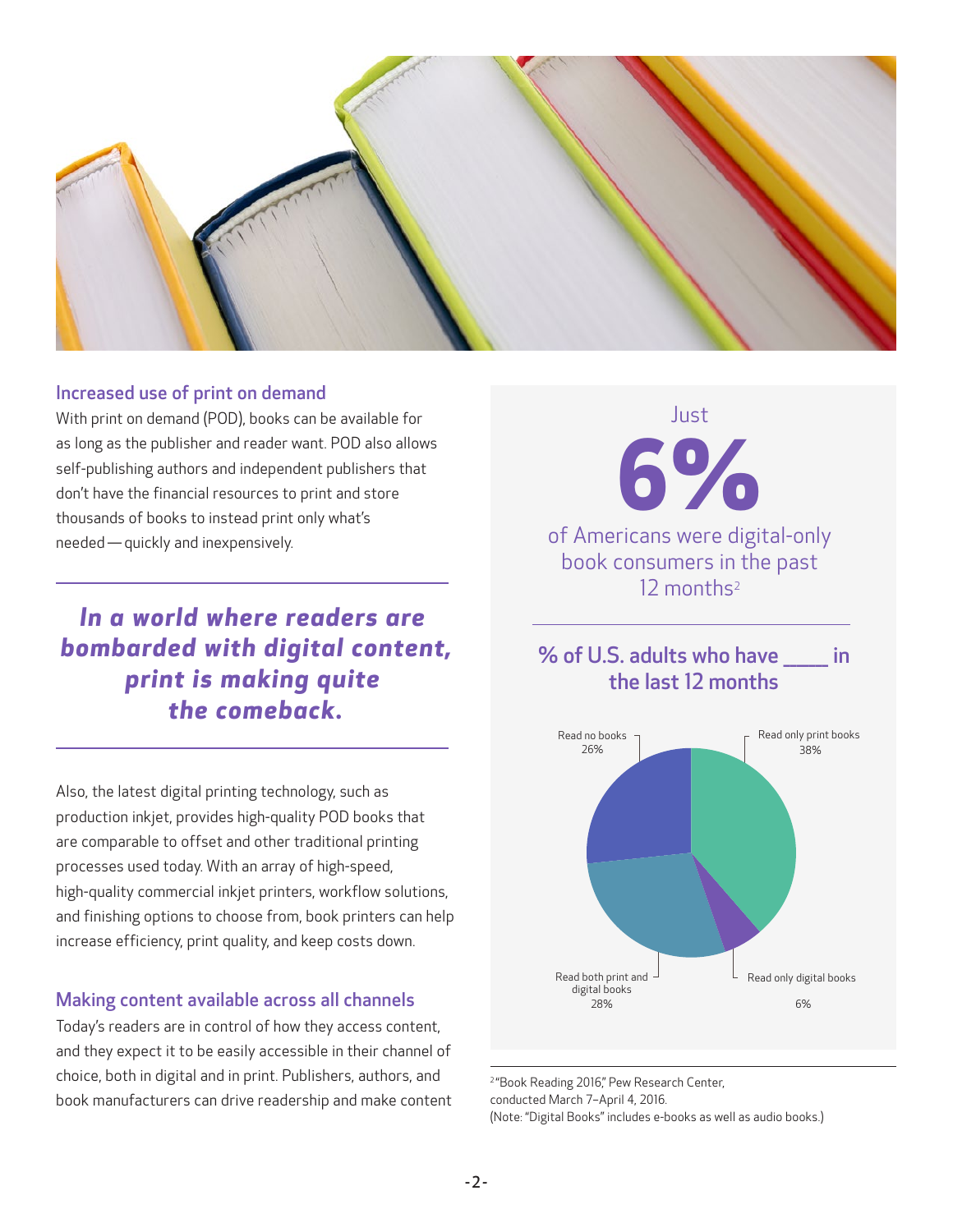## Increased use of print on demand

With print on demand (POD), books can be available for as long as the publisher and reader want. POD also allows self-publishing authors and independent publishers that don't have the financial resources to print and store thousands of books to instead print only what's needed — quickly and inexpensively.

***In a world where readers are bombarded with digital content, print is making quite the comeback.***

Also, the latest digital printing technology, such as production inkjet, provides high-quality POD books that are comparable to offset and other traditional printing processes used today. With an array of high-speed, high-quality commercial inkjet printers, workflow solutions, and finishing options to choose from, book printers can help increase efficiency, print quality, and keep costs down.

## Making content available across all channels

Today's readers are in control of how they access content, and they expect it to be easily accessible in their channel of choice, both in digital and in print. Publishers, authors, and book manufacturers can drive readership and make content

Just

**6%**

of Americans were digital-only book consumers in the past 12 months[2]

### % of U.S. adults who have ____ in the last 12 months

Read no books 26%

Read only print books 38%

Read both print and digital books 28%

Read only digital books 6%

[2] "Book Reading 2016," Pew Research Center, conducted March 7–April 4, 2016.
(Note: "Digital Books" includes e-books as well as audio books.)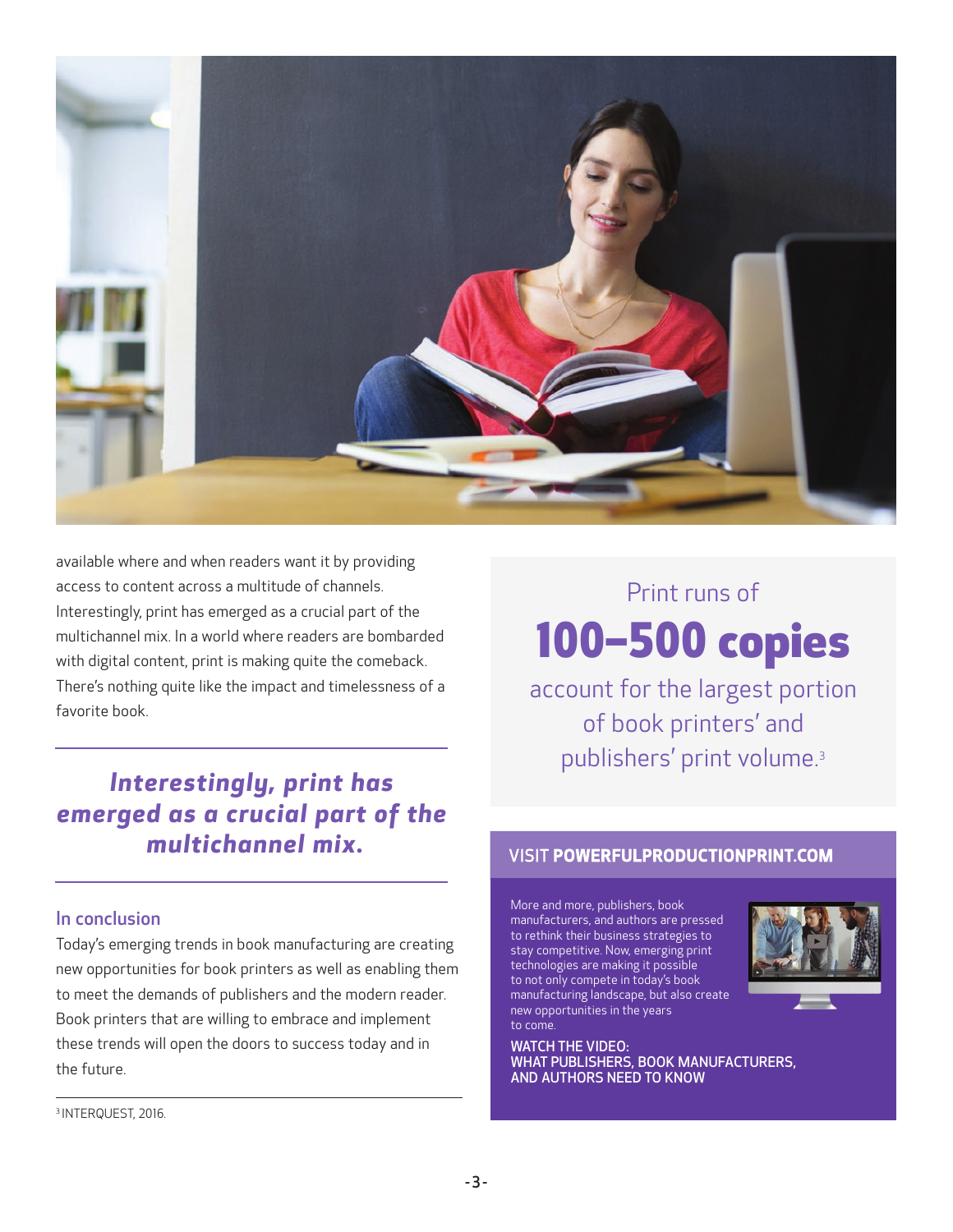available where and when readers want it by providing access to content across a multitude of channels. Interestingly, print has emerged as a crucial part of the multichannel mix. In a world where readers are bombarded with digital content, print is making quite the comeback. There's nothing quite like the impact and timelessness of a favorite book.

***Interestingly, print has emerged as a crucial part of the multichannel mix.***

## In conclusion

Today's emerging trends in book manufacturing are creating new opportunities for book printers as well as enabling them to meet the demands of publishers and the modern reader. Book printers that are willing to embrace and implement these trends will open the doors to success today and in the future.

Print runs of

**100–500 copies**

account for the largest portion of book printers' and publishers' print volume.[3]

### VISIT **POWERFULPRODUCTIONPRINT.COM**

More and more, publishers, book manufacturers, and authors are pressed to rethink their business strategies to stay competitive. Now, emerging print technologies are making it possible to not only compete in today's book manufacturing landscape, but also create new opportunities in the years to come.

**WATCH THE VIDEO: WHAT PUBLISHERS, BOOK MANUFACTURERS, AND AUTHORS NEED TO KNOW**

[3] INTERQUEST, 2016.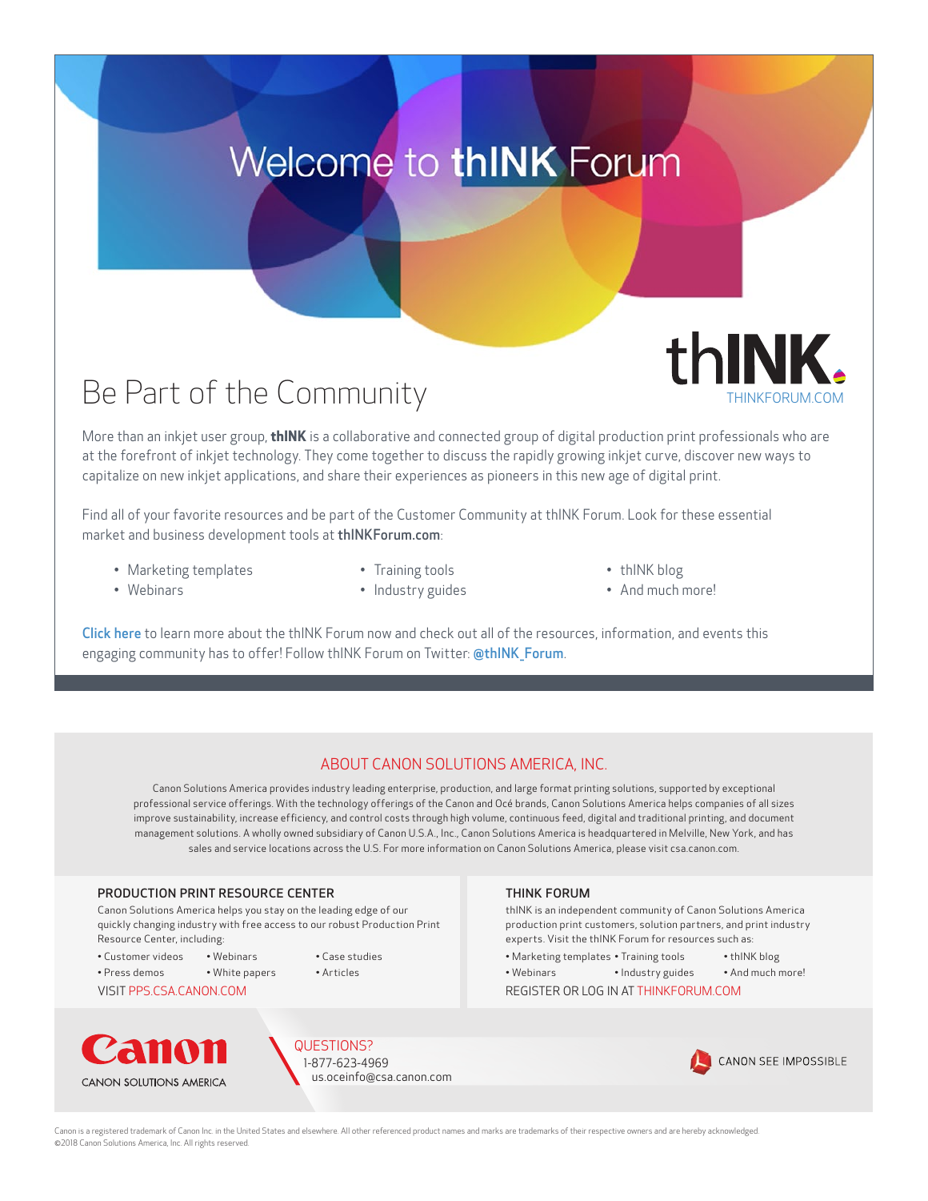# Welcome to **thINK** Forum

thINK.
THINKFORUM.COM

## Be Part of the Community

More than an inkjet user group, **thINK** is a collaborative and connected group of digital production print professionals who are at the forefront of inkjet technology. They come together to discuss the rapidly growing inkjet curve, discover new ways to capitalize on new inkjet applications, and share their experiences as pioneers in this new age of digital print.

Find all of your favorite resources and be part of the Customer Community at thINK Forum. Look for these essential market and business development tools at thINKForum.com:

- Marketing templates
- Webinars
- Training tools
- Industry guides
- thINK blog
- And much more!

Click here to learn more about the thINK Forum now and check out all of the resources, information, and events this engaging community has to offer! Follow thINK Forum on Twitter: @thINK_Forum.

## ABOUT CANON SOLUTIONS AMERICA, INC.

Canon Solutions America provides industry leading enterprise, production, and large format printing solutions, supported by exceptional professional service offerings. With the technology offerings of the Canon and Océ brands, Canon Solutions America helps companies of all sizes improve sustainability, increase efficiency, and control costs through high volume, continuous feed, digital and traditional printing, and document management solutions. A wholly owned subsidiary of Canon U.S.A., Inc., Canon Solutions America is headquartered in Melville, New York, and has sales and service locations across the U.S. For more information on Canon Solutions America, please visit csa.canon.com.

### PRODUCTION PRINT RESOURCE CENTER

Canon Solutions America helps you stay on the leading edge of our quickly changing industry with free access to our robust Production Print Resource Center, including:

- Customer videos
- Press demos
- Webinars
- White papers
- Case studies
- Articles

VISIT PPS.CSA.CANON.COM

### THINK FORUM

thINK is an independent community of Canon Solutions America production print customers, solution partners, and print industry experts. Visit the thINK Forum for resources such as:

- Marketing templates
- Webinars
- Training tools
- Industry guides
- thINK blog
- And much more!

REGISTER OR LOG IN AT THINKFORUM.COM

Canon
CANON SOLUTIONS AMERICA

QUESTIONS?
1-877-623-4969
us.oceinfo@csa.canon.com

CANON SEE IMPOSSIBLE

Canon is a registered trademark of Canon Inc. in the United States and elsewhere. All other referenced product names and marks are trademarks of their respective owners and are hereby acknowledged.
©2018 Canon Solutions America, Inc. All rights reserved.